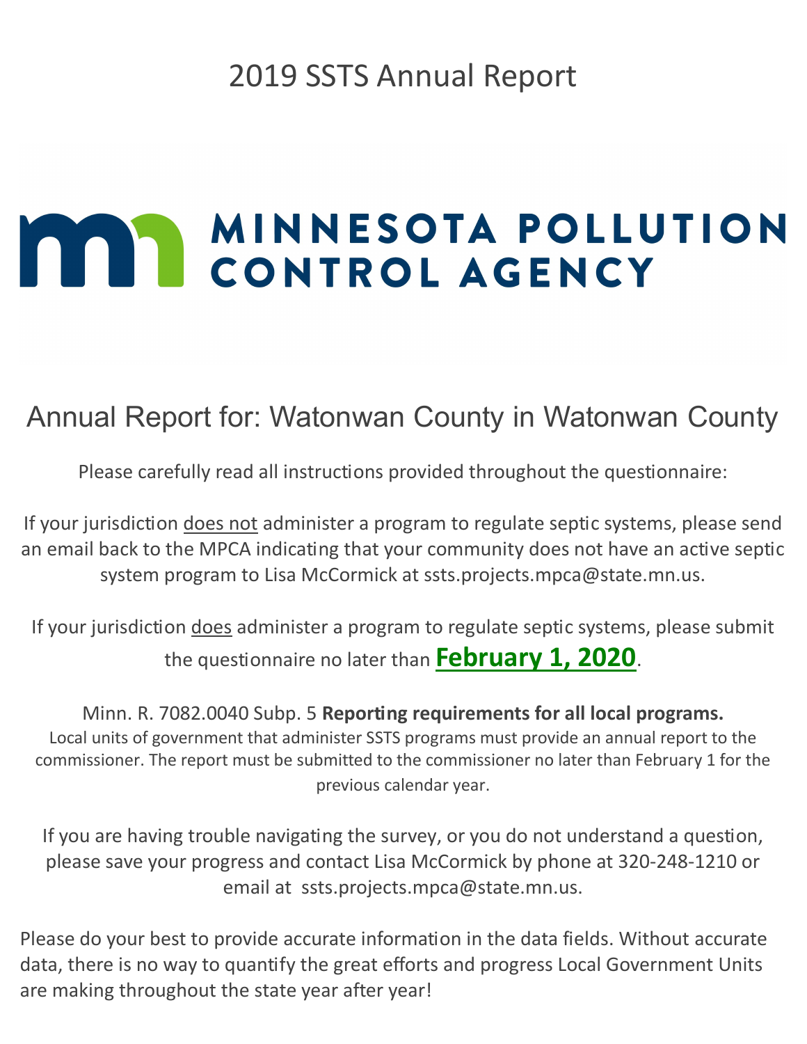# 2019 SSTS Annual Report

MINNESOTA POLLUTION CONTROL AGENCY

## Annual Report for: Watonwan County in Watonwan County

Please carefully read all instructions provided throughout the questionnaire:

If your jurisdiction does not administer a program to regulate septic systems, please send an email back to the MPCA indicating that your community does not have an active septic system program to Lisa McCormick at ssts.projects.mpca@state.mn.us.

If your jurisdiction does administer a program to regulate septic systems, please submit the questionnaire no later than **February 1, 2020**.

Minn. R. 7082.0040 Subp. 5 **Reporting requirements for all local programs.**
Local units of government that administer SSTS programs must provide an annual report to the commissioner. The report must be submitted to the commissioner no later than February 1 for the previous calendar year.

If you are having trouble navigating the survey, or you do not understand a question, please save your progress and contact Lisa McCormick by phone at 320-248-1210 or email at ssts.projects.mpca@state.mn.us.

Please do your best to provide accurate information in the data fields. Without accurate data, there is no way to quantify the great efforts and progress Local Government Units are making throughout the state year after year!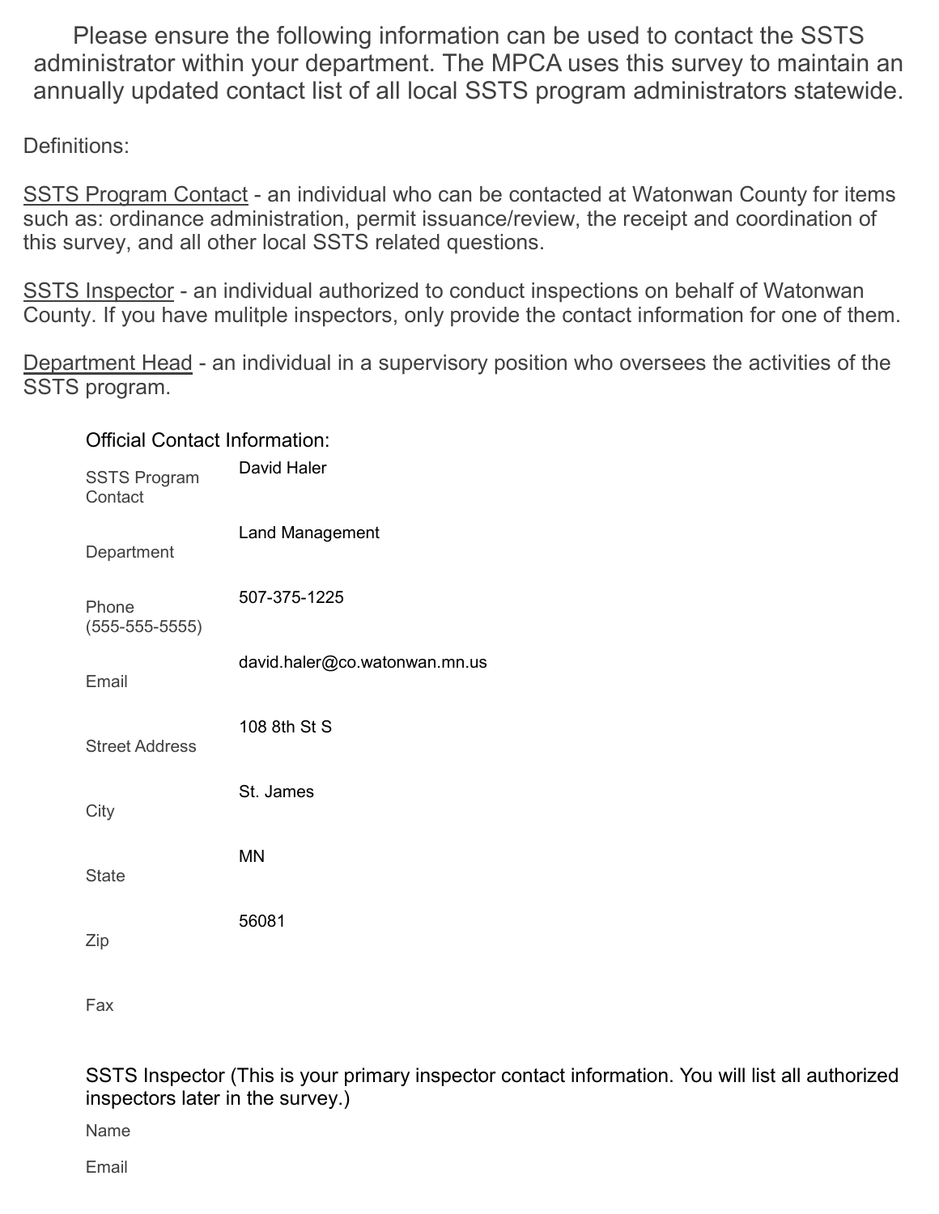Please ensure the following information can be used to contact the SSTS administrator within your department. The MPCA uses this survey to maintain an annually updated contact list of all local SSTS program administrators statewide.

Definitions:

SSTS Program Contact - an individual who can be contacted at Watonwan County for items such as: ordinance administration, permit issuance/review, the receipt and coordination of this survey, and all other local SSTS related questions.

SSTS Inspector - an individual authorized to conduct inspections on behalf of Watonwan County. If you have mulitple inspectors, only provide the contact information for one of them.

Department Head - an individual in a supervisory position who oversees the activities of the SSTS program.

Official Contact Information:

| | |
|---|---|
| SSTS Program Contact | David Haler |
| Department | Land Management |
| Phone (555-555-5555) | 507-375-1225 |
| Email | david.haler@co.watonwan.mn.us |
| Street Address | 108 8th St S |
| City | St. James |
| State | MN |
| Zip | 56081 |
| Fax | |

SSTS Inspector (This is your primary inspector contact information. You will list all authorized inspectors later in the survey.)

| | |
|---|---|
| Name | |
| Email | |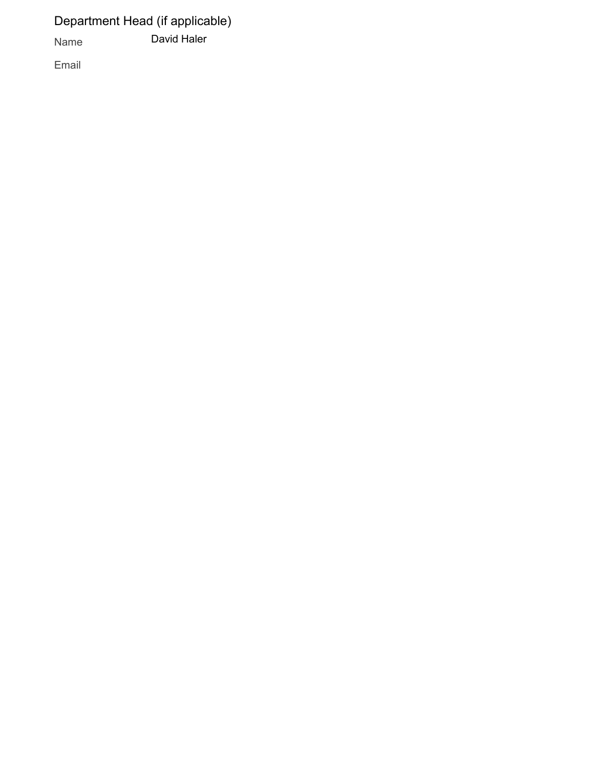## Department Head (if applicable)

| | |
|---|---|
| Name | David Haler |
| Email | |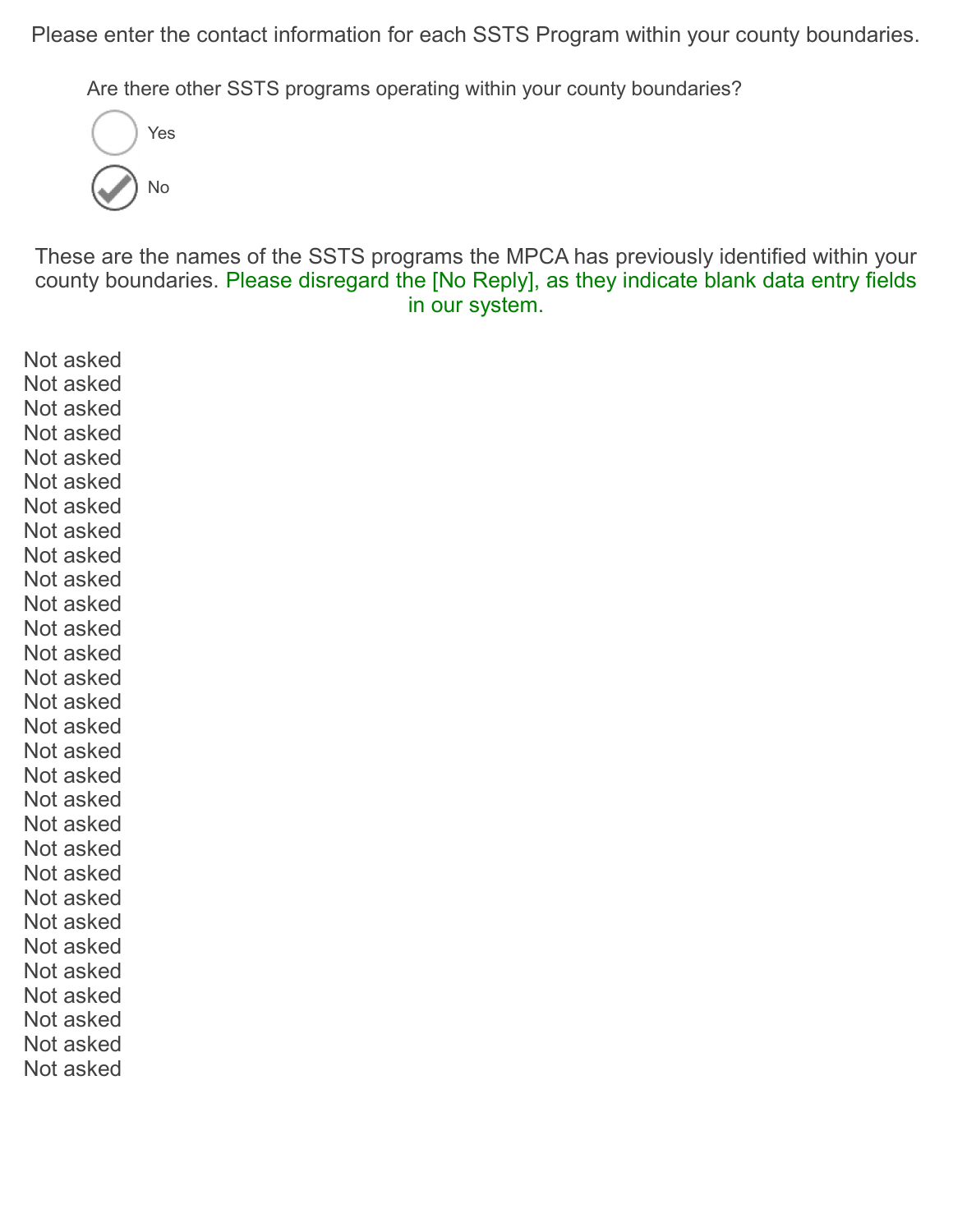Please enter the contact information for each SSTS Program within your county boundaries.

Are there other SSTS programs operating within your county boundaries?

- [ ] Yes
- [x] No

These are the names of the SSTS programs the MPCA has previously identified within your county boundaries. Please disregard the [No Reply], as they indicate blank data entry fields in our system.

Not asked
Not asked
Not asked
Not asked
Not asked
Not asked
Not asked
Not asked
Not asked
Not asked
Not asked
Not asked
Not asked
Not asked
Not asked
Not asked
Not asked
Not asked
Not asked
Not asked
Not asked
Not asked
Not asked
Not asked
Not asked
Not asked
Not asked
Not asked
Not asked
Not asked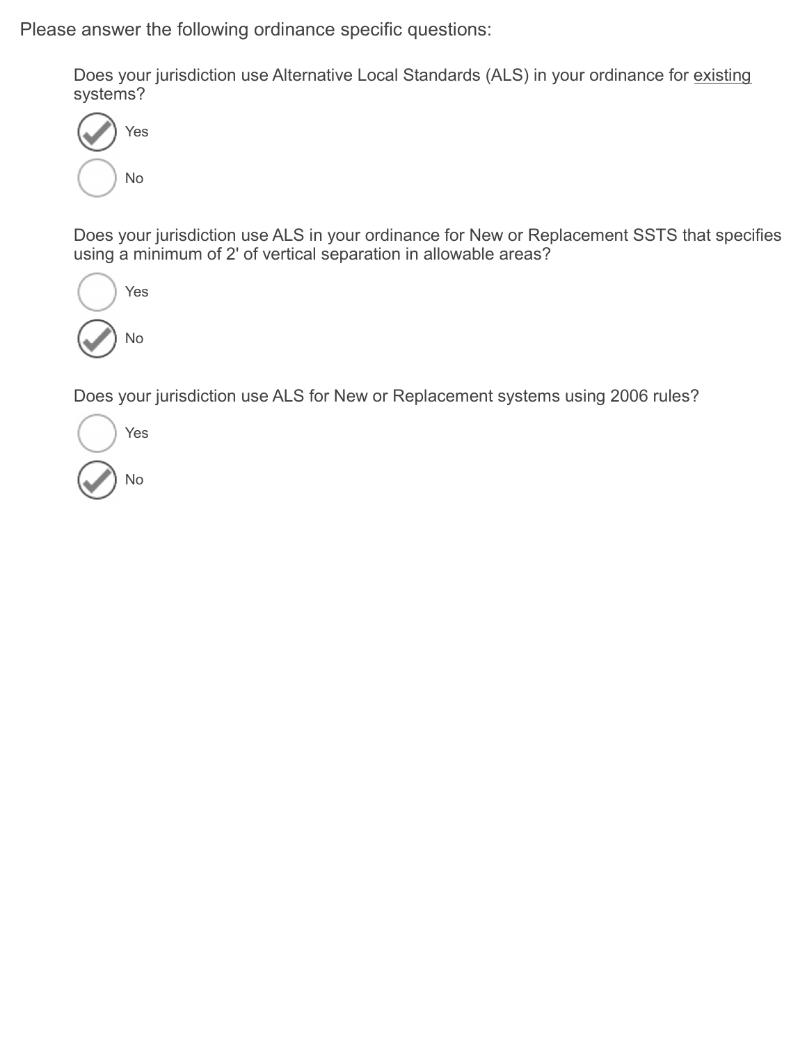Please answer the following ordinance specific questions:

Does your jurisdiction use Alternative Local Standards (ALS) in your ordinance for existing systems?

- [x] Yes
- [ ] No

Does your jurisdiction use ALS in your ordinance for New or Replacement SSTS that specifies using a minimum of 2' of vertical separation in allowable areas?

- [ ] Yes
- [x] No

Does your jurisdiction use ALS for New or Replacement systems using 2006 rules?

- [ ] Yes
- [x] No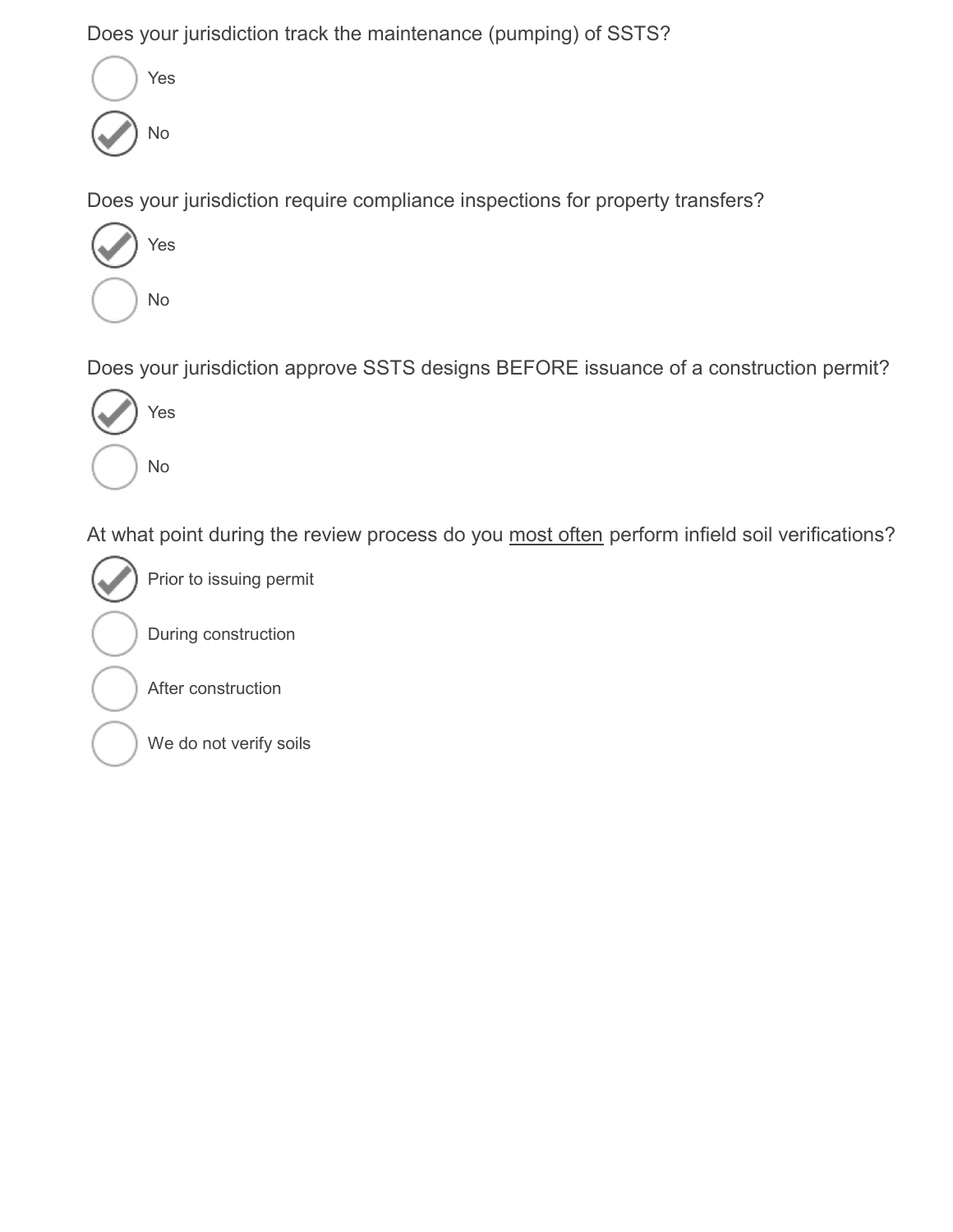Does your jurisdiction track the maintenance (pumping) of SSTS?

- [ ] Yes
- [x] No

Does your jurisdiction require compliance inspections for property transfers?

- [x] Yes
- [ ] No

Does your jurisdiction approve SSTS designs BEFORE issuance of a construction permit?

- [x] Yes
- [ ] No

At what point during the review process do you <u>most often</u> perform infield soil verifications?

- [x] Prior to issuing permit
- [ ] During construction
- [ ] After construction
- [ ] We do not verify soils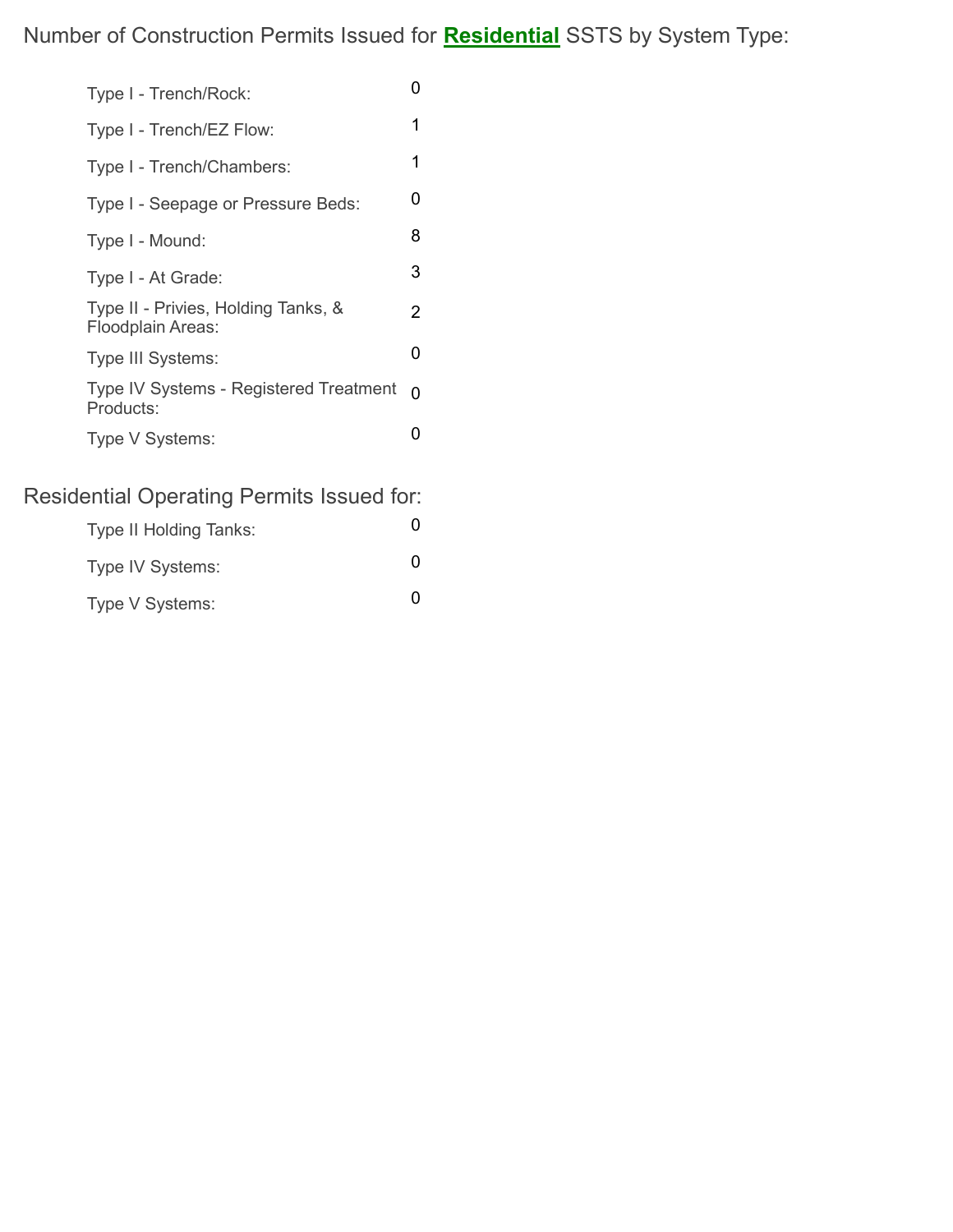## Number of Construction Permits Issued for **Residential** SSTS by System Type:

| System Type | Number |
| --- | --- |
| Type I - Trench/Rock: | 0 |
| Type I - Trench/EZ Flow: | 1 |
| Type I - Trench/Chambers: | 1 |
| Type I - Seepage or Pressure Beds: | 0 |
| Type I - Mound: | 8 |
| Type I - At Grade: | 3 |
| Type II - Privies, Holding Tanks, & Floodplain Areas: | 2 |
| Type III Systems: | 0 |
| Type IV Systems - Registered Treatment Products: | 0 |
| Type V Systems: | 0 |

## Residential Operating Permits Issued for:

| System Type | Number |
| --- | --- |
| Type II Holding Tanks: | 0 |
| Type IV Systems: | 0 |
| Type V Systems: | 0 |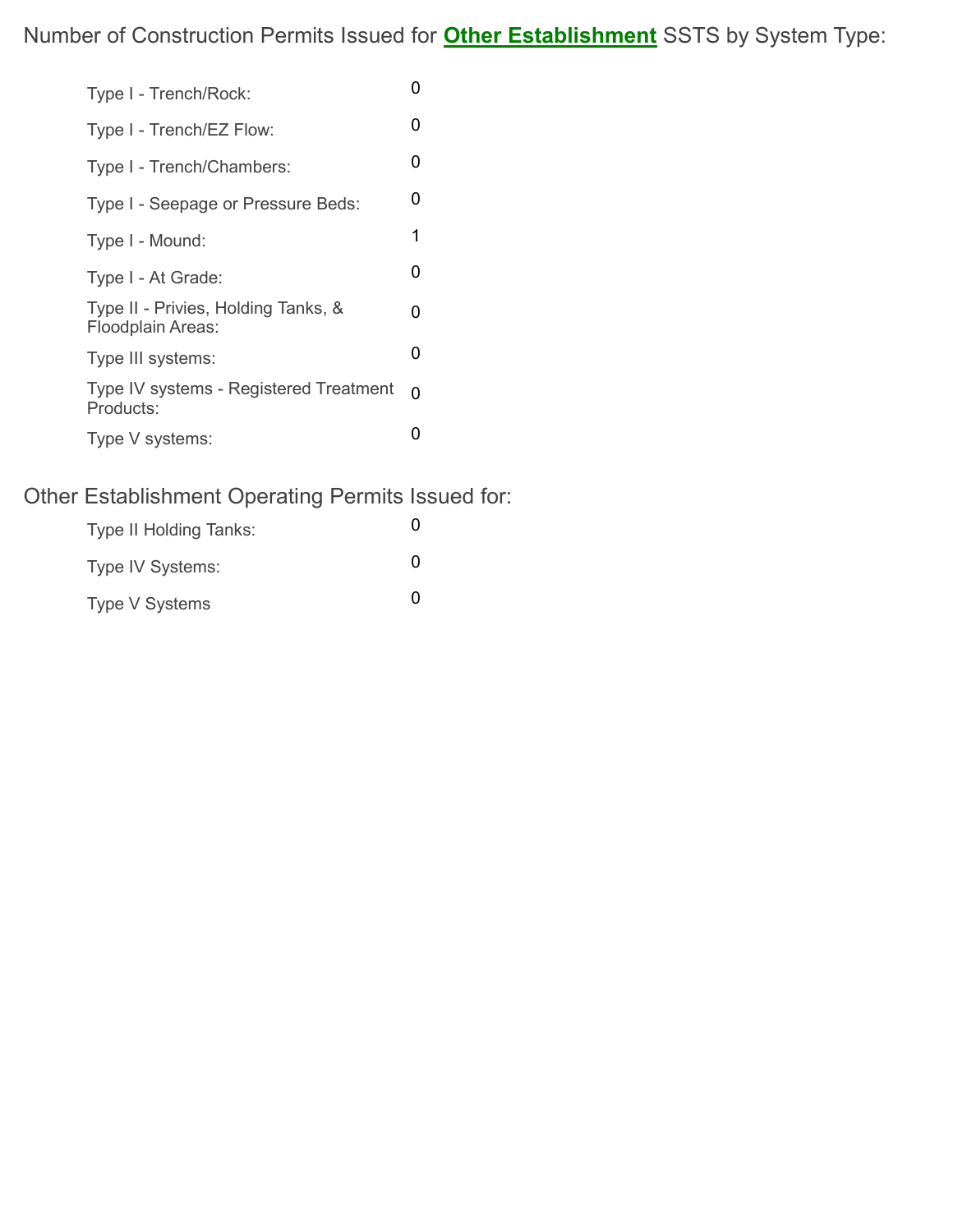## Number of Construction Permits Issued for **Other Establishment** SSTS by System Type:

| | |
|---|---|
| Type I - Trench/Rock: | 0 |
| Type I - Trench/EZ Flow: | 0 |
| Type I - Trench/Chambers: | 0 |
| Type I - Seepage or Pressure Beds: | 0 |
| Type I - Mound: | 1 |
| Type I - At Grade: | 0 |
| Type II - Privies, Holding Tanks, & Floodplain Areas: | 0 |
| Type III systems: | 0 |
| Type IV systems - Registered Treatment Products: | 0 |
| Type V systems: | 0 |

## Other Establishment Operating Permits Issued for:

| | |
|---|---|
| Type II Holding Tanks: | 0 |
| Type IV Systems: | 0 |
| Type V Systems | 0 |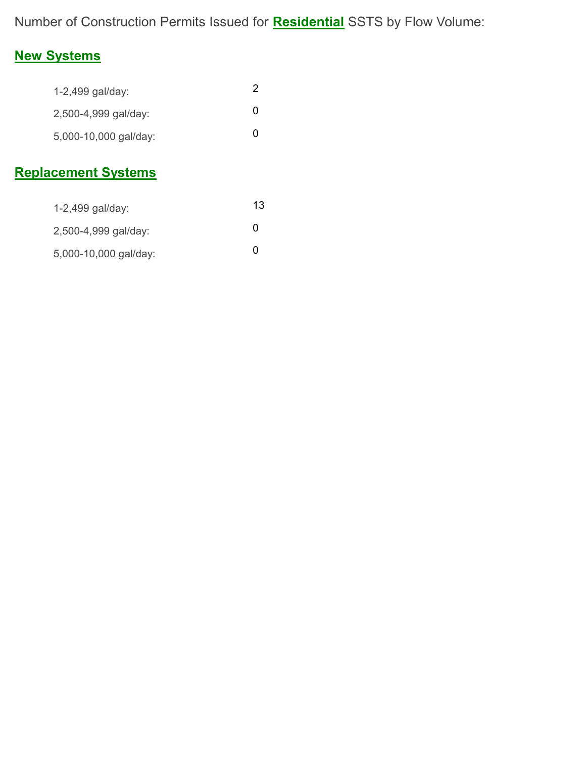Number of Construction Permits Issued for **Residential** SSTS by Flow Volume:

## New Systems

| | |
|---|---|
| 1-2,499 gal/day: | 2 |
| 2,500-4,999 gal/day: | 0 |
| 5,000-10,000 gal/day: | 0 |

## Replacement Systems

| | |
|---|---|
| 1-2,499 gal/day: | 13 |
| 2,500-4,999 gal/day: | 0 |
| 5,000-10,000 gal/day: | 0 |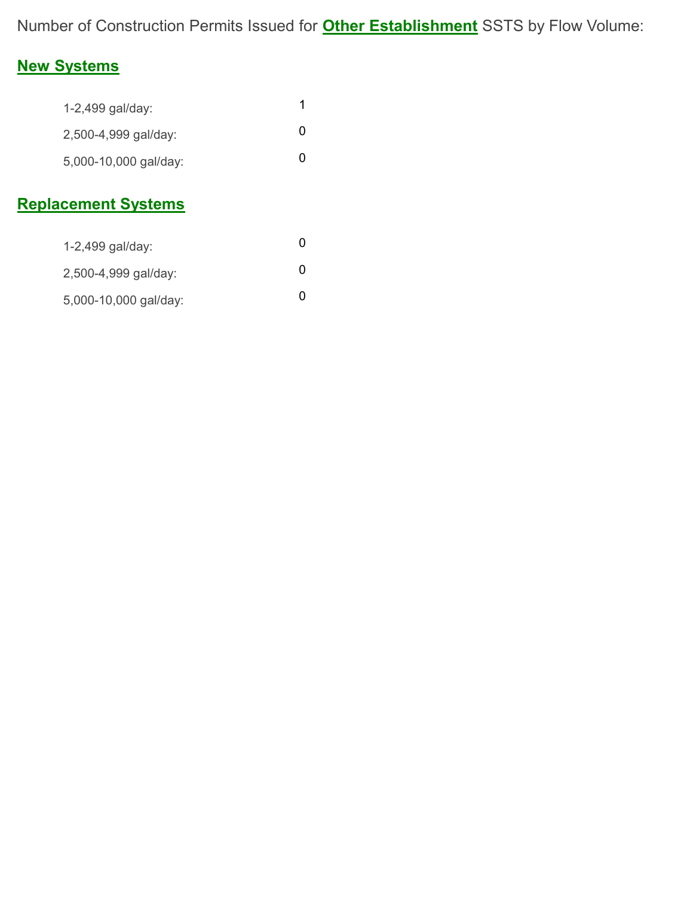Number of Construction Permits Issued for **Other Establishment** SSTS by Flow Volume:

## New Systems

| | |
|---|---|
| 1-2,499 gal/day: | 1 |
| 2,500-4,999 gal/day: | 0 |
| 5,000-10,000 gal/day: | 0 |

## Replacement Systems

| | |
|---|---|
| 1-2,499 gal/day: | 0 |
| 2,500-4,999 gal/day: | 0 |
| 5,000-10,000 gal/day: | 0 |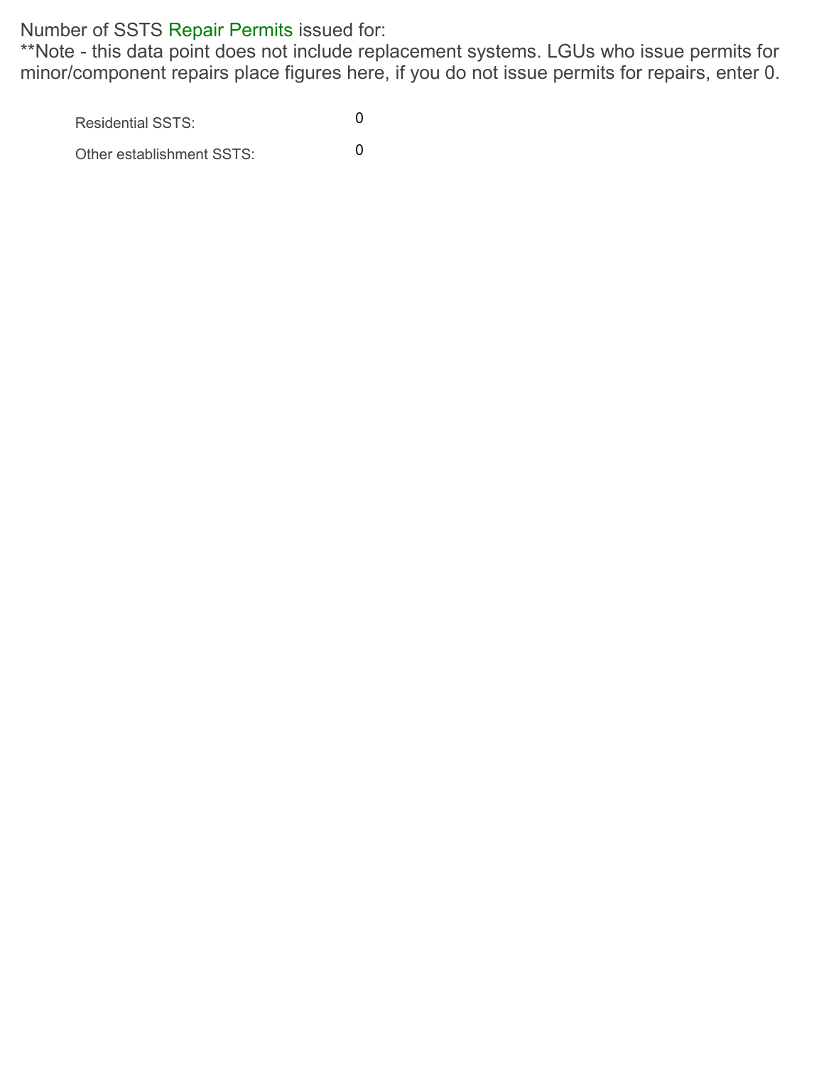Number of SSTS Repair Permits issued for:
**Note - this data point does not include replacement systems. LGUs who issue permits for minor/component repairs place figures here, if you do not issue permits for repairs, enter 0.

| | |
|---|---|
| Residential SSTS: | 0 |
| Other establishment SSTS: | 0 |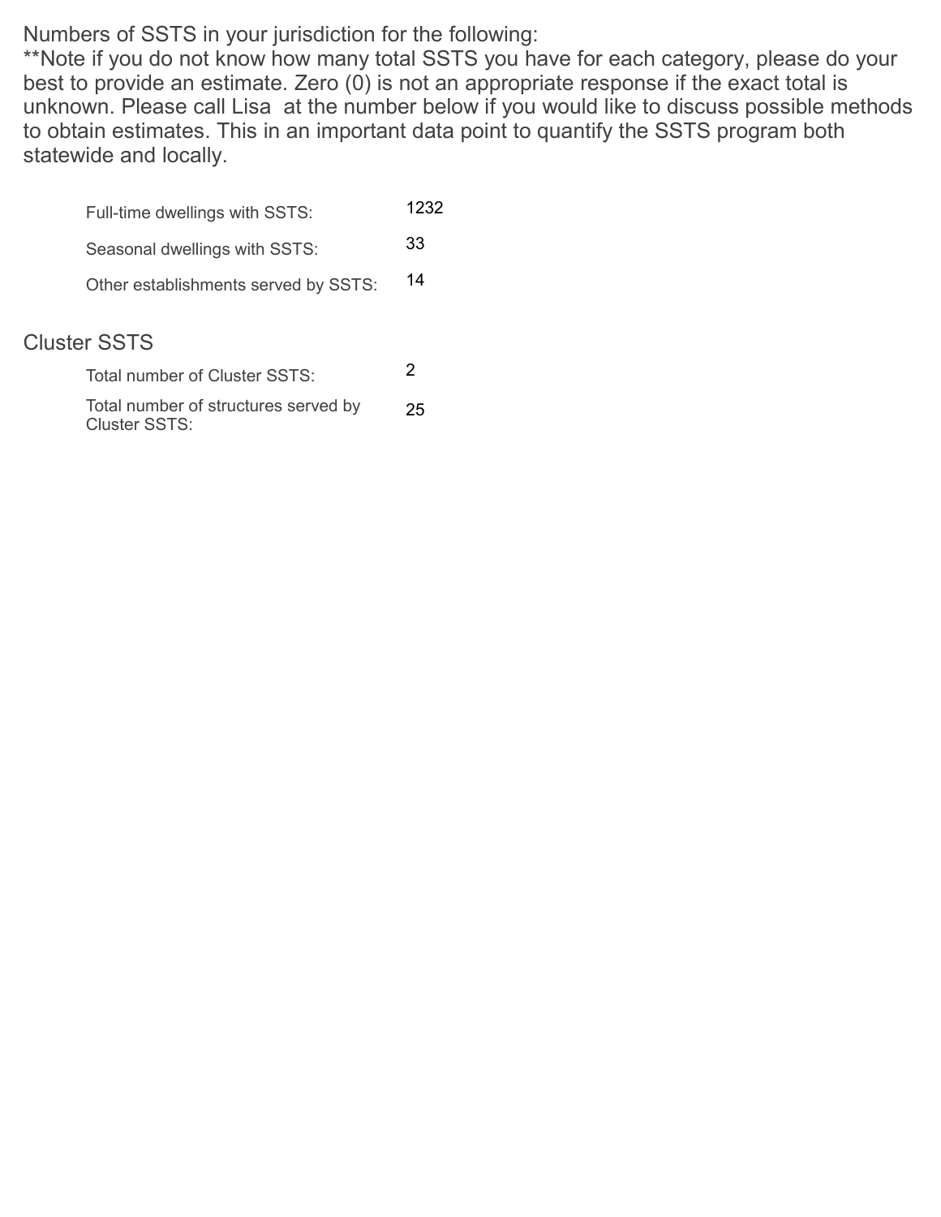Numbers of SSTS in your jurisdiction for the following:
**Note if you do not know how many total SSTS you have for each category, please do your best to provide an estimate. Zero (0) is not an appropriate response if the exact total is unknown. Please call Lisa at the number below if you would like to discuss possible methods to obtain estimates. This in an important data point to quantify the SSTS program both statewide and locally.

| | |
|---|---|
| Full-time dwellings with SSTS: | 1232 |
| Seasonal dwellings with SSTS: | 33 |
| Other establishments served by SSTS: | 14 |

## Cluster SSTS

| | |
|---|---|
| Total number of Cluster SSTS: | 2 |
| Total number of structures served by Cluster SSTS: | 25 |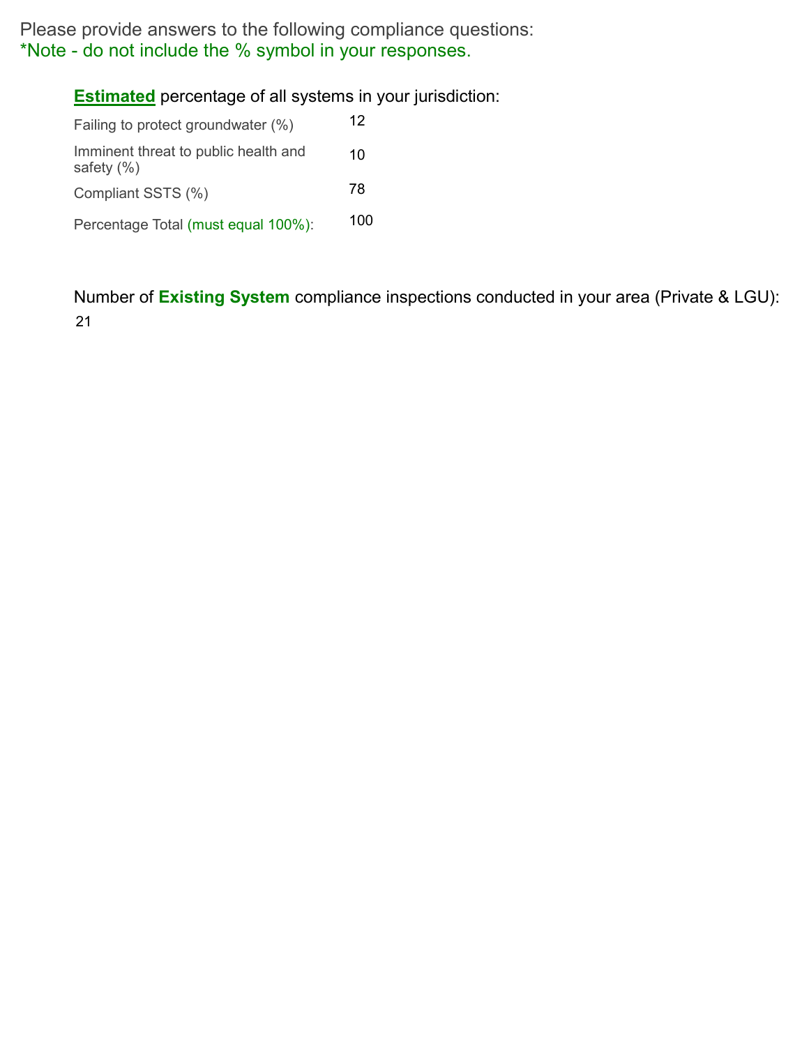Please provide answers to the following compliance questions:
*Note - do not include the % symbol in your responses.

**Estimated** percentage of all systems in your jurisdiction:

| | |
|---|---|
| Failing to protect groundwater (%) | 12 |
| Imminent threat to public health and safety (%) | 10 |
| Compliant SSTS (%) | 78 |
| Percentage Total (must equal 100%): | 100 |

Number of **Existing System** compliance inspections conducted in your area (Private & LGU):

21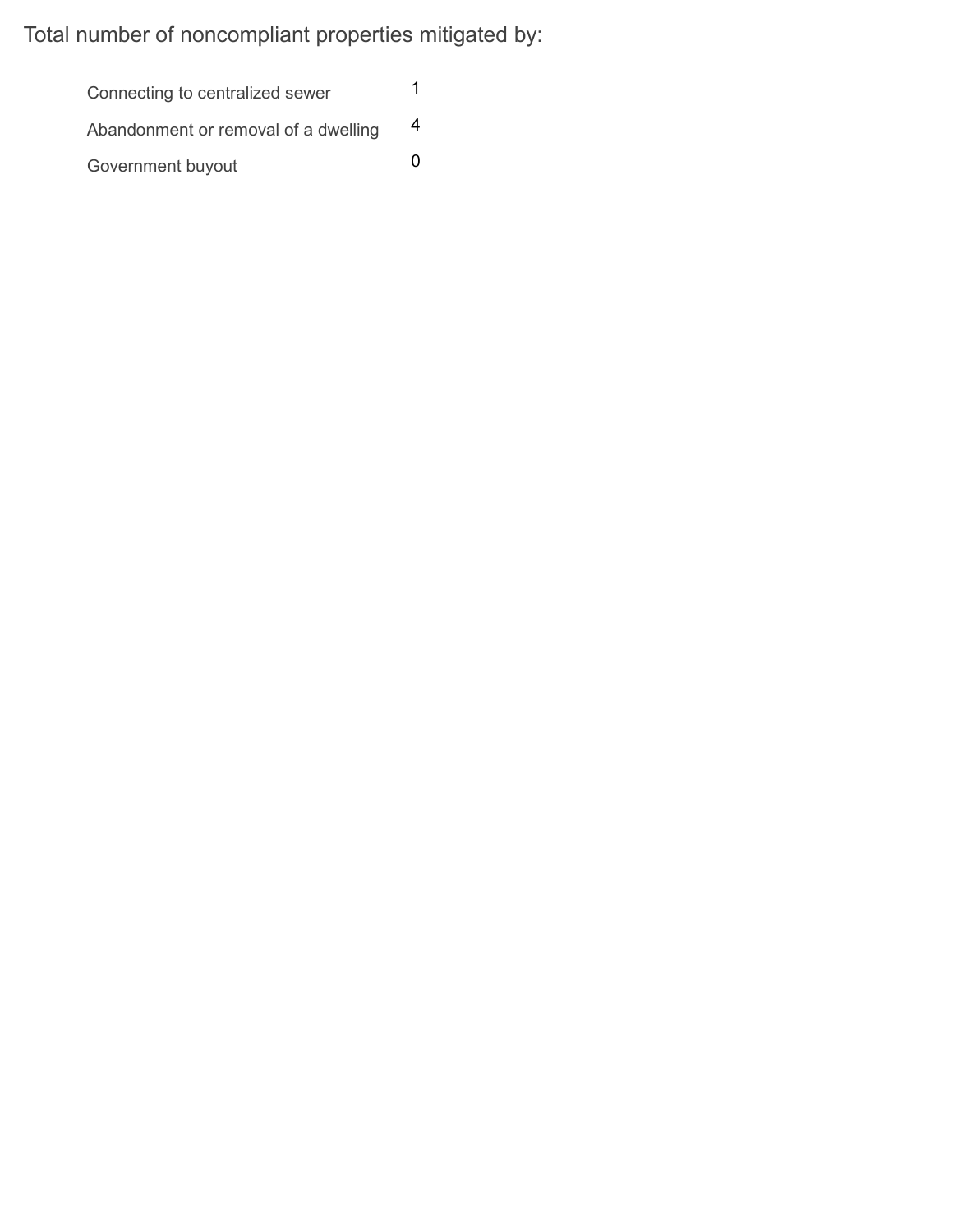Total number of noncompliant properties mitigated by:

| | |
|---|---|
| Connecting to centralized sewer | 1 |
| Abandonment or removal of a dwelling | 4 |
| Government buyout | 0 |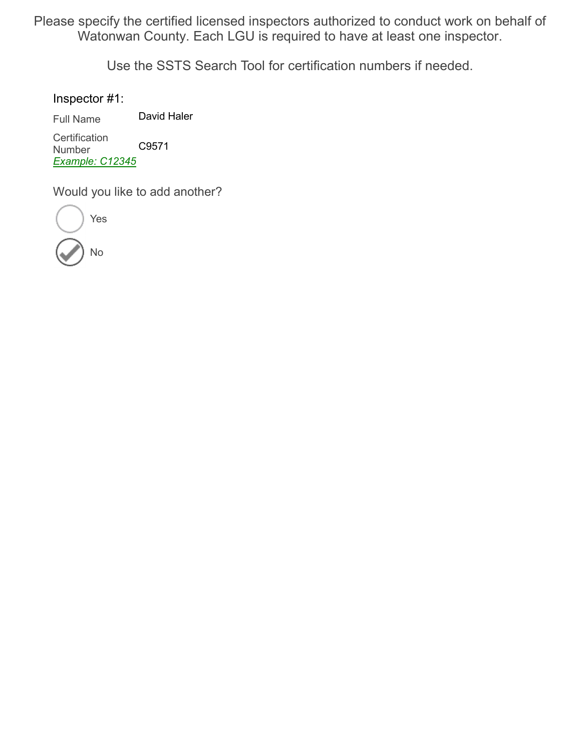Please specify the certified licensed inspectors authorized to conduct work on behalf of Watonwan County. Each LGU is required to have at least one inspector.

Use the SSTS Search Tool for certification numbers if needed.

Inspector #1:

Full Name: David Haler

Certification Number: C9571
*Example: C12345*

Would you like to add another?

- ☐ Yes
- ☑ No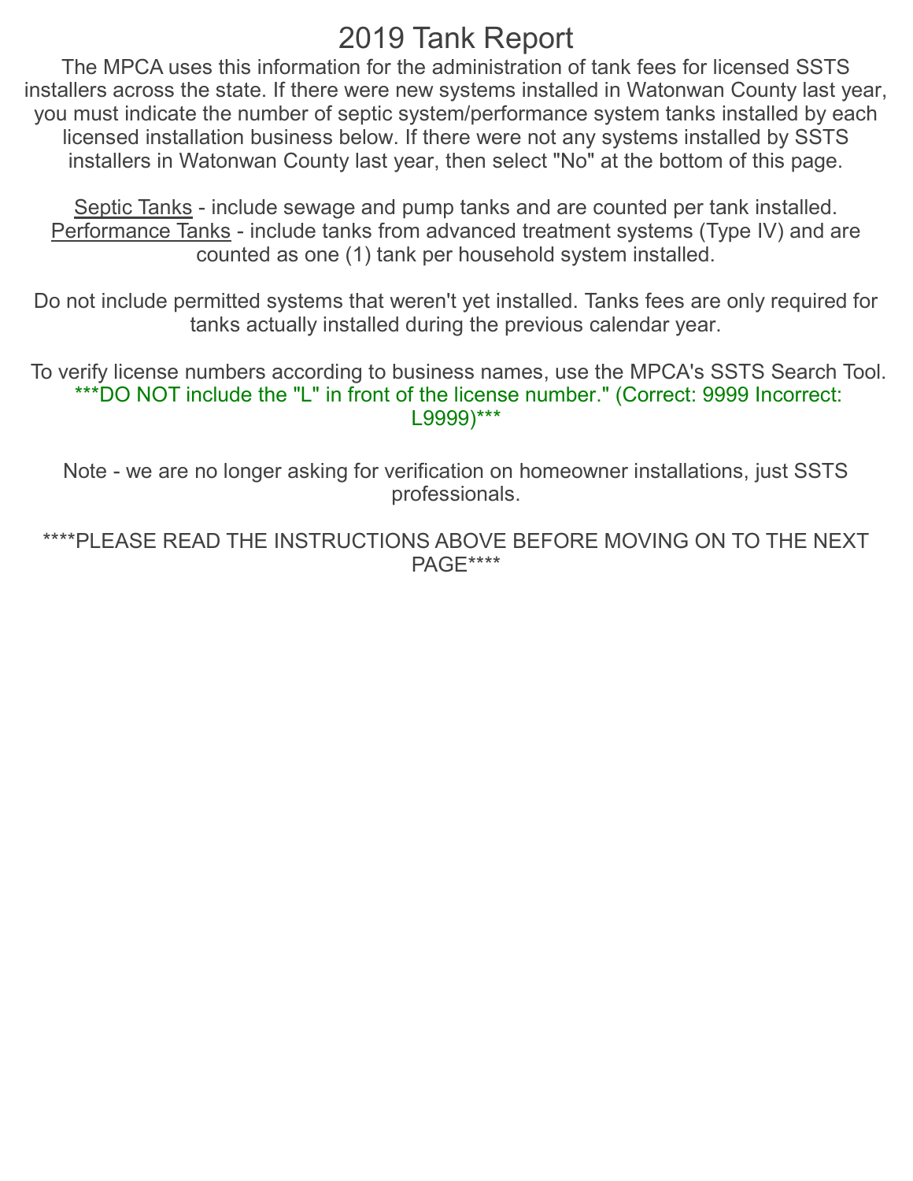# 2019 Tank Report

The MPCA uses this information for the administration of tank fees for licensed SSTS installers across the state. If there were new systems installed in Watonwan County last year, you must indicate the number of septic system/performance system tanks installed by each licensed installation business below. If there were not any systems installed by SSTS installers in Watonwan County last year, then select "No" at the bottom of this page.

Septic Tanks - include sewage and pump tanks and are counted per tank installed.
Performance Tanks - include tanks from advanced treatment systems (Type IV) and are counted as one (1) tank per household system installed.

Do not include permitted systems that weren't yet installed. Tanks fees are only required for tanks actually installed during the previous calendar year.

To verify license numbers according to business names, use the MPCA's SSTS Search Tool.
***DO NOT include the "L" in front of the license number." (Correct: 9999 Incorrect: L9999)***

Note - we are no longer asking for verification on homeowner installations, just SSTS professionals.

****PLEASE READ THE INSTRUCTIONS ABOVE BEFORE MOVING ON TO THE NEXT PAGE****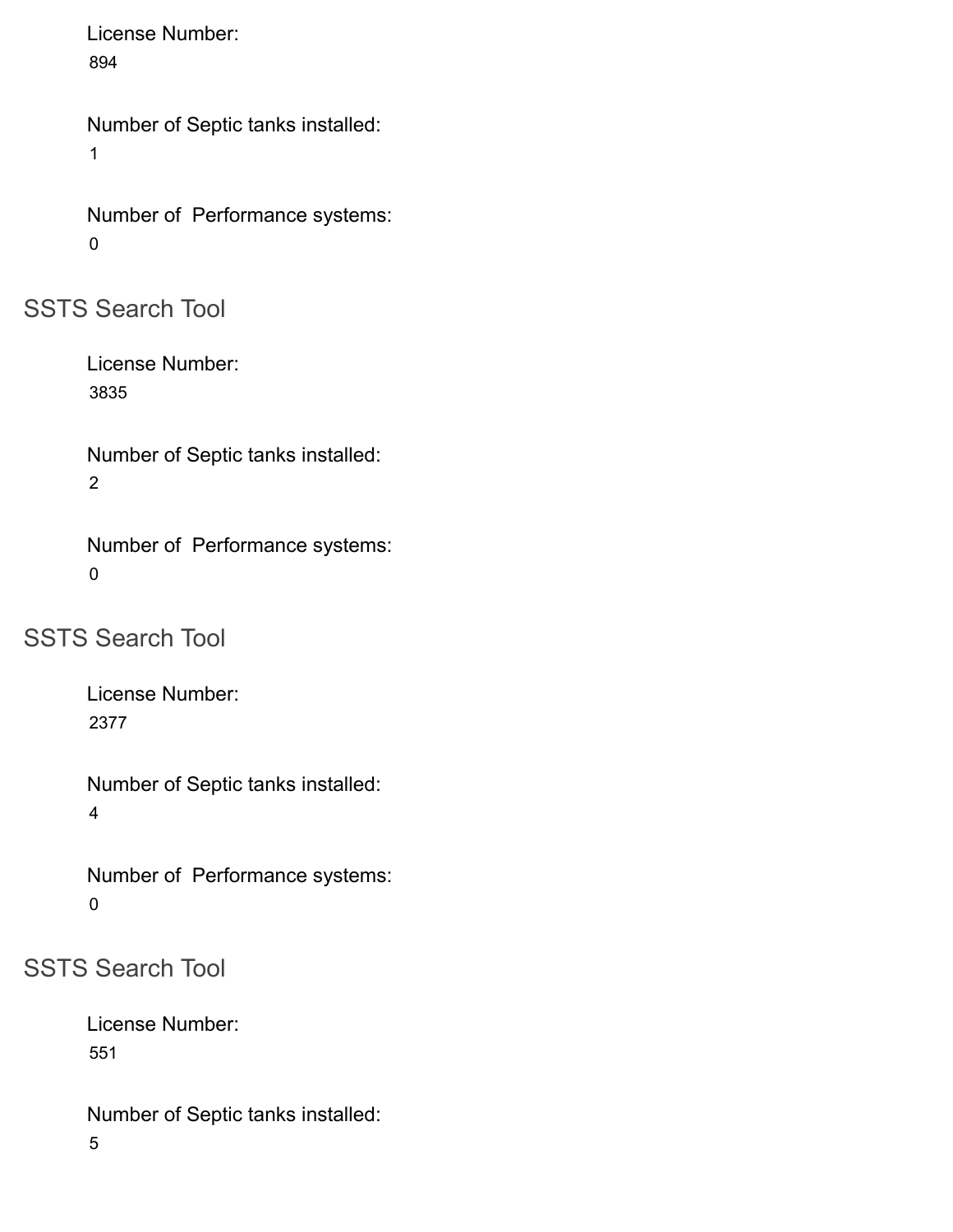License Number:
894

Number of Septic tanks installed:
1

Number of  Performance systems:
0

## SSTS Search Tool

License Number:
3835

Number of Septic tanks installed:
2

Number of  Performance systems:
0

## SSTS Search Tool

License Number:
2377

Number of Septic tanks installed:
4

Number of  Performance systems:
0

## SSTS Search Tool

License Number:
551

Number of Septic tanks installed:
5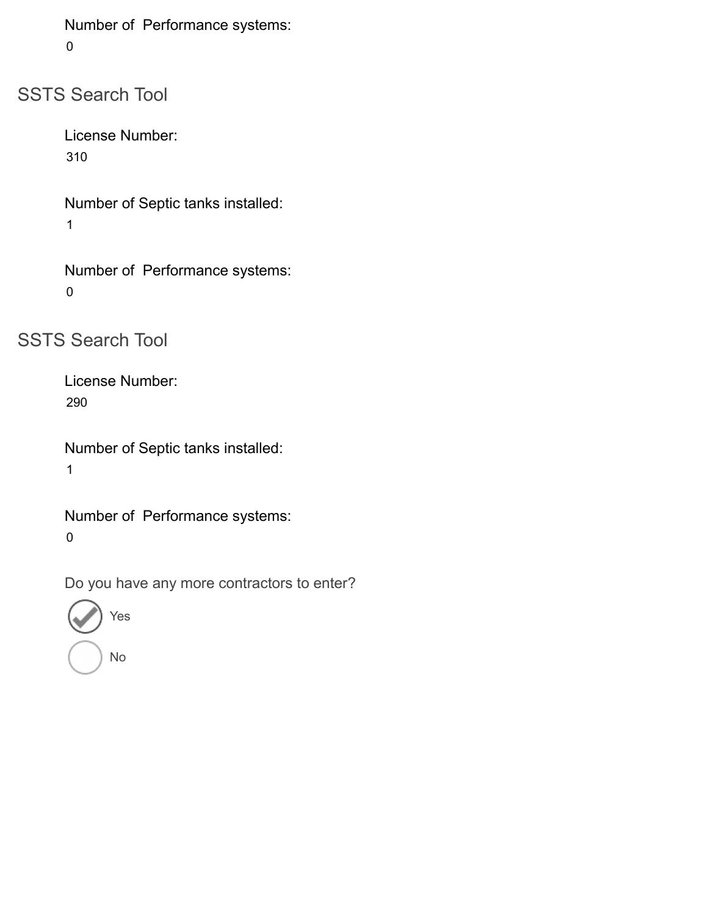Number of Performance systems:

0

## SSTS Search Tool

License Number:

310

Number of Septic tanks installed:

1

Number of Performance systems:

0

## SSTS Search Tool

License Number:

290

Number of Septic tanks installed:

1

Number of Performance systems:

0

Do you have any more contractors to enter?

- [x] Yes
- [ ] No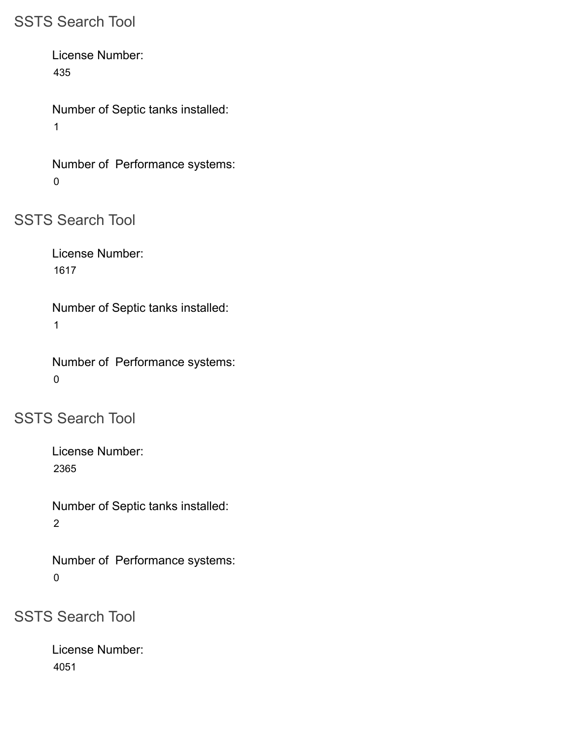## SSTS Search Tool

License Number:
435

Number of Septic tanks installed:
1

Number of Performance systems:
0

## SSTS Search Tool

License Number:
1617

Number of Septic tanks installed:
1

Number of Performance systems:
0

## SSTS Search Tool

License Number:
2365

Number of Septic tanks installed:
2

Number of Performance systems:
0

## SSTS Search Tool

License Number:
4051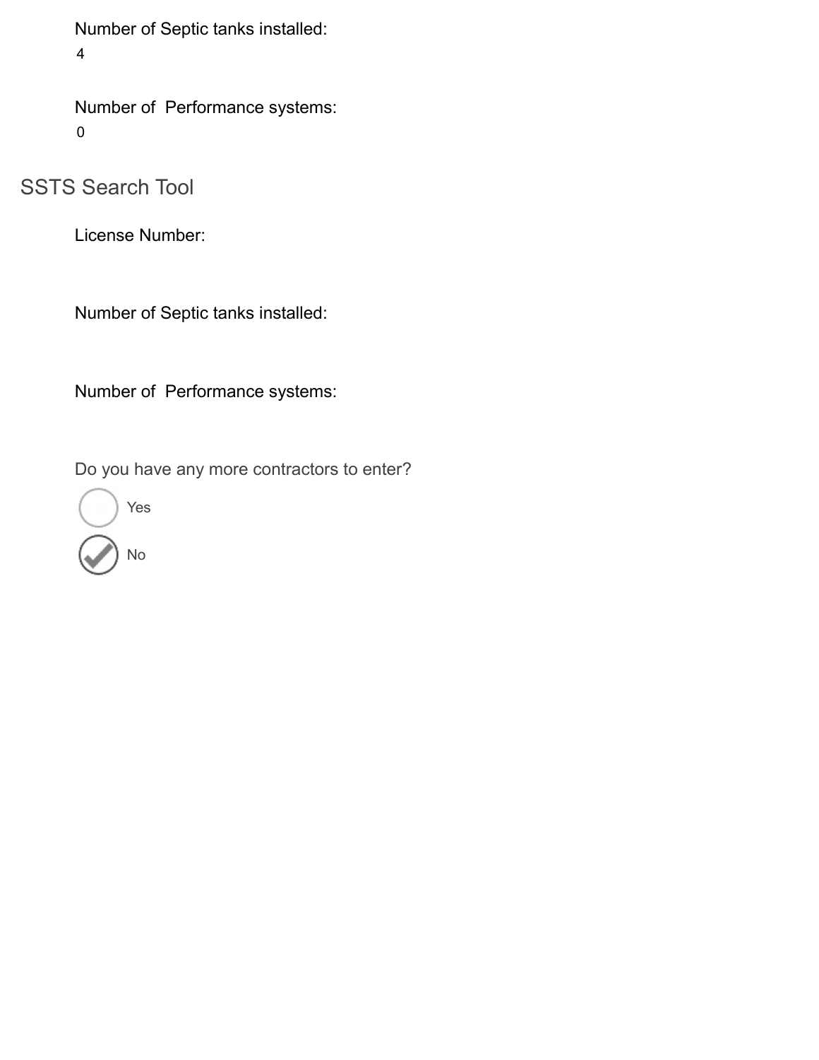Number of Septic tanks installed:

4

Number of  Performance systems:

0

## SSTS Search Tool

License Number:

Number of Septic tanks installed:

Number of  Performance systems:

Do you have any more contractors to enter?

- [ ] Yes
- [x] No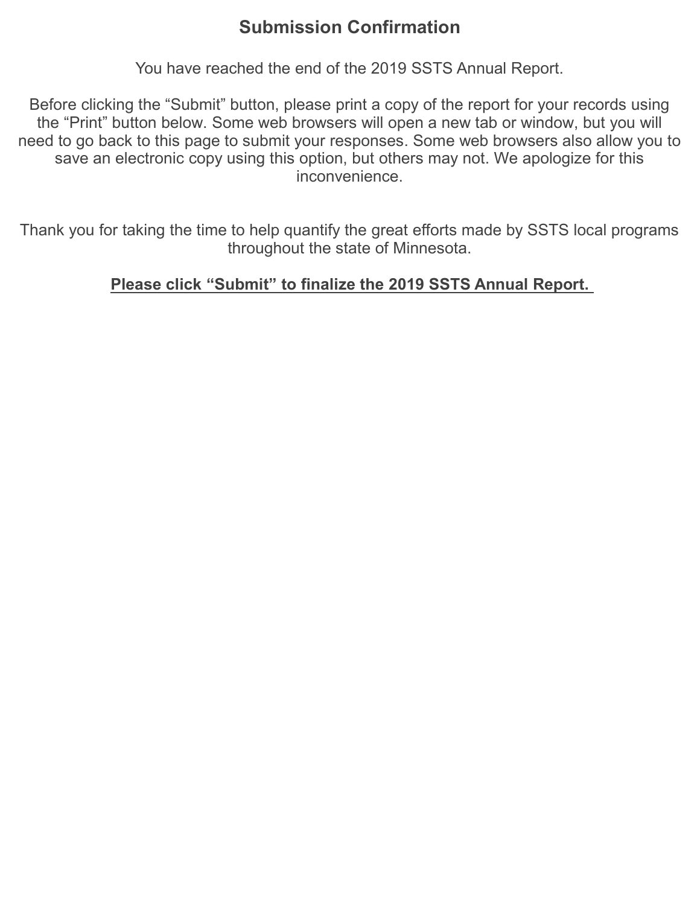## Submission Confirmation

You have reached the end of the 2019 SSTS Annual Report.

Before clicking the “Submit” button, please print a copy of the report for your records using the “Print” button below. Some web browsers will open a new tab or window, but you will need to go back to this page to submit your responses. Some web browsers also allow you to save an electronic copy using this option, but others may not. We apologize for this inconvenience.

Thank you for taking the time to help quantify the great efforts made by SSTS local programs throughout the state of Minnesota.

**Please click “Submit” to finalize the 2019 SSTS Annual Report.**